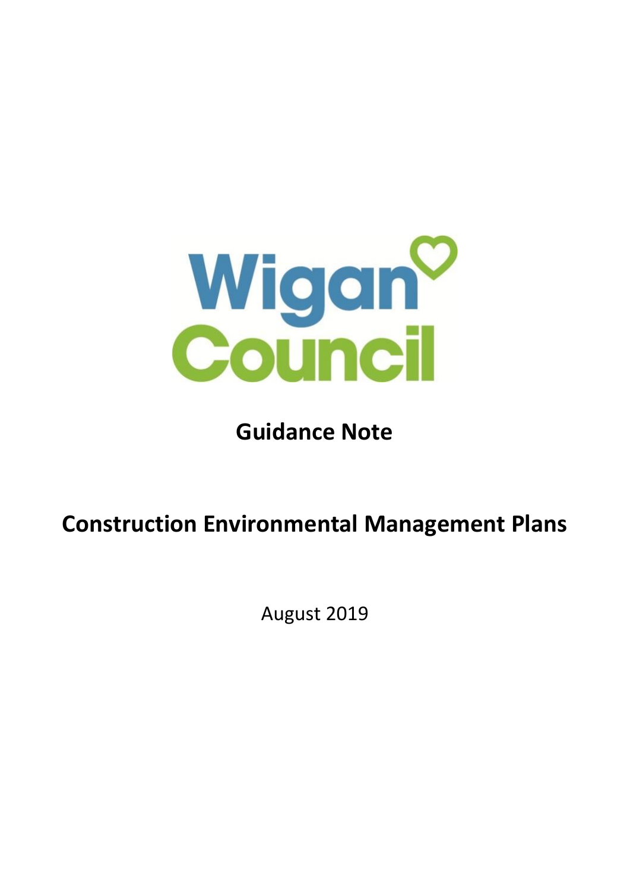Wigan Council

# Guidance Note

# Construction Environmental Management Plans

August 2019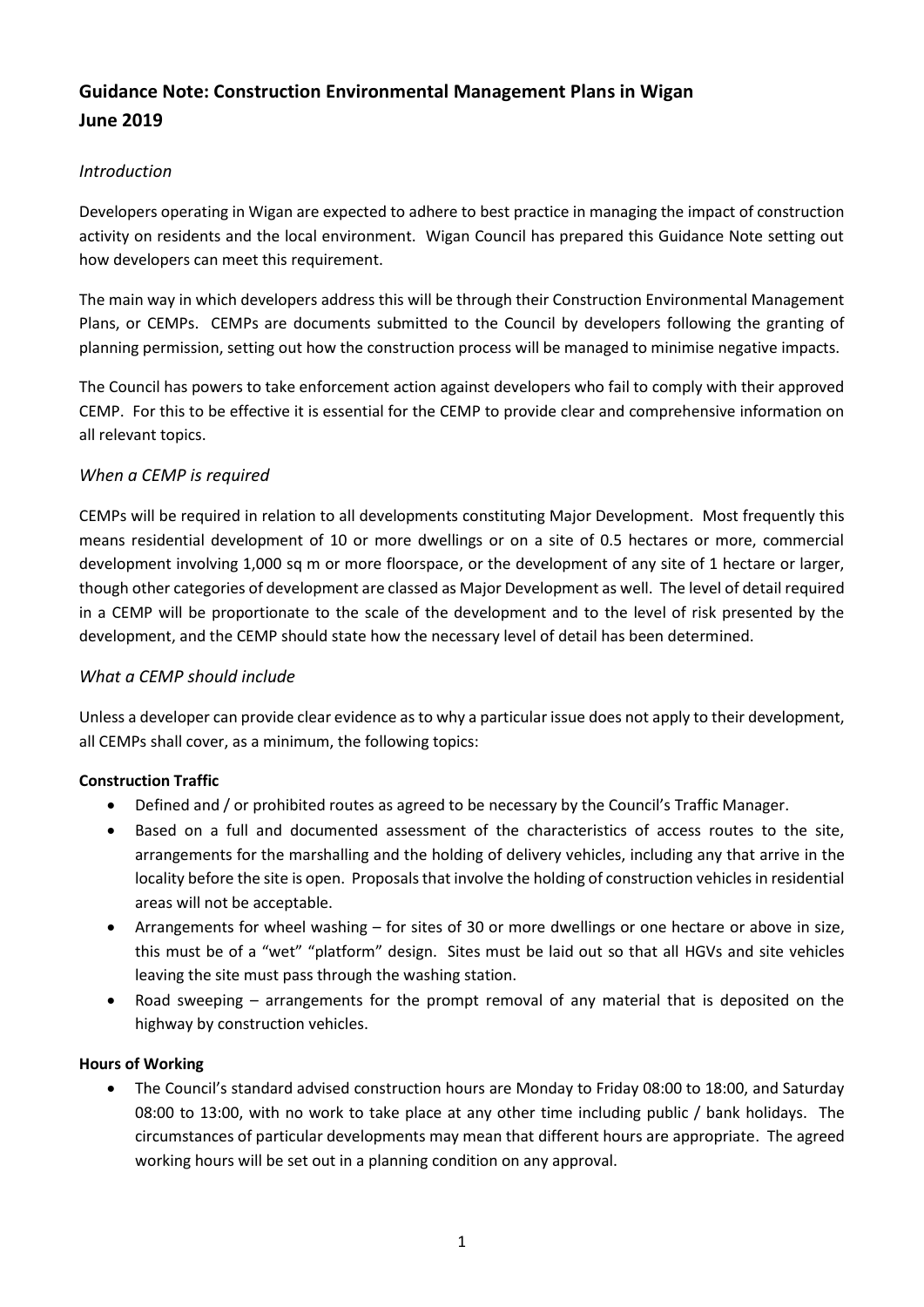# Guidance Note: Construction Environmental Management Plans in Wigan
# June 2019

## *Introduction*

Developers operating in Wigan are expected to adhere to best practice in managing the impact of construction activity on residents and the local environment. Wigan Council has prepared this Guidance Note setting out how developers can meet this requirement.

The main way in which developers address this will be through their Construction Environmental Management Plans, or CEMPs. CEMPs are documents submitted to the Council by developers following the granting of planning permission, setting out how the construction process will be managed to minimise negative impacts.

The Council has powers to take enforcement action against developers who fail to comply with their approved CEMP. For this to be effective it is essential for the CEMP to provide clear and comprehensive information on all relevant topics.

## *When a CEMP is required*

CEMPs will be required in relation to all developments constituting Major Development. Most frequently this means residential development of 10 or more dwellings or on a site of 0.5 hectares or more, commercial development involving 1,000 sq m or more floorspace, or the development of any site of 1 hectare or larger, though other categories of development are classed as Major Development as well. The level of detail required in a CEMP will be proportionate to the scale of the development and to the level of risk presented by the development, and the CEMP should state how the necessary level of detail has been determined.

## *What a CEMP should include*

Unless a developer can provide clear evidence as to why a particular issue does not apply to their development, all CEMPs shall cover, as a minimum, the following topics:

**Construction Traffic**

- Defined and / or prohibited routes as agreed to be necessary by the Council's Traffic Manager.
- Based on a full and documented assessment of the characteristics of access routes to the site, arrangements for the marshalling and the holding of delivery vehicles, including any that arrive in the locality before the site is open. Proposals that involve the holding of construction vehicles in residential areas will not be acceptable.
- Arrangements for wheel washing – for sites of 30 or more dwellings or one hectare or above in size, this must be of a "wet" "platform" design. Sites must be laid out so that all HGVs and site vehicles leaving the site must pass through the washing station.
- Road sweeping – arrangements for the prompt removal of any material that is deposited on the highway by construction vehicles.

**Hours of Working**

- The Council's standard advised construction hours are Monday to Friday 08:00 to 18:00, and Saturday 08:00 to 13:00, with no work to take place at any other time including public / bank holidays. The circumstances of particular developments may mean that different hours are appropriate. The agreed working hours will be set out in a planning condition on any approval.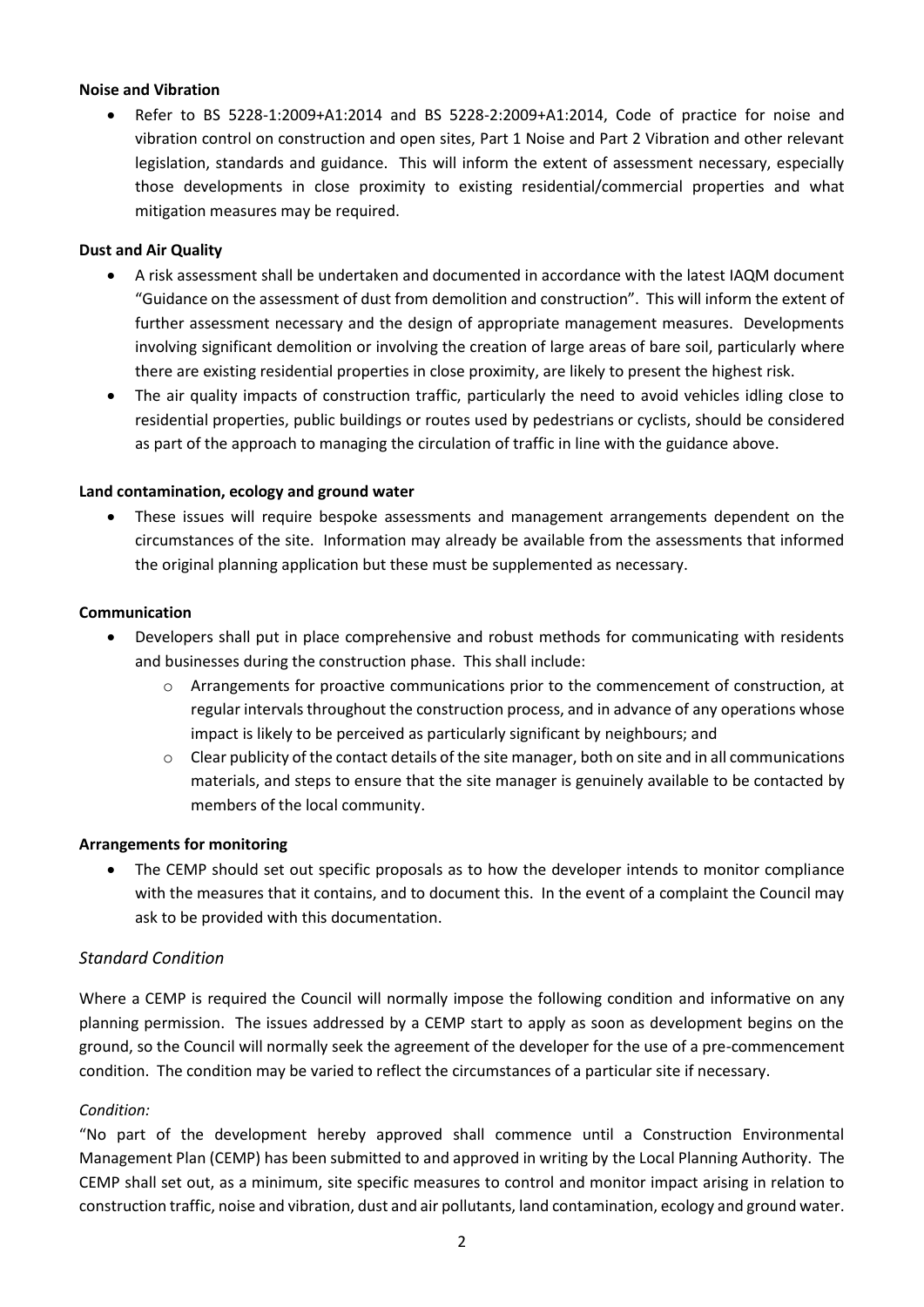**Noise and Vibration**

- Refer to BS 5228-1:2009+A1:2014 and BS 5228-2:2009+A1:2014, Code of practice for noise and vibration control on construction and open sites, Part 1 Noise and Part 2 Vibration and other relevant legislation, standards and guidance. This will inform the extent of assessment necessary, especially those developments in close proximity to existing residential/commercial properties and what mitigation measures may be required.

**Dust and Air Quality**

- A risk assessment shall be undertaken and documented in accordance with the latest IAQM document "Guidance on the assessment of dust from demolition and construction". This will inform the extent of further assessment necessary and the design of appropriate management measures. Developments involving significant demolition or involving the creation of large areas of bare soil, particularly where there are existing residential properties in close proximity, are likely to present the highest risk.
- The air quality impacts of construction traffic, particularly the need to avoid vehicles idling close to residential properties, public buildings or routes used by pedestrians or cyclists, should be considered as part of the approach to managing the circulation of traffic in line with the guidance above.

**Land contamination, ecology and ground water**

- These issues will require bespoke assessments and management arrangements dependent on the circumstances of the site. Information may already be available from the assessments that informed the original planning application but these must be supplemented as necessary.

**Communication**

- Developers shall put in place comprehensive and robust methods for communicating with residents and businesses during the construction phase. This shall include:
  - Arrangements for proactive communications prior to the commencement of construction, at regular intervals throughout the construction process, and in advance of any operations whose impact is likely to be perceived as particularly significant by neighbours; and
  - Clear publicity of the contact details of the site manager, both on site and in all communications materials, and steps to ensure that the site manager is genuinely available to be contacted by members of the local community.

**Arrangements for monitoring**

- The CEMP should set out specific proposals as to how the developer intends to monitor compliance with the measures that it contains, and to document this. In the event of a complaint the Council may ask to be provided with this documentation.

## *Standard Condition*

Where a CEMP is required the Council will normally impose the following condition and informative on any planning permission. The issues addressed by a CEMP start to apply as soon as development begins on the ground, so the Council will normally seek the agreement of the developer for the use of a pre-commencement condition. The condition may be varied to reflect the circumstances of a particular site if necessary.

*Condition:*

"No part of the development hereby approved shall commence until a Construction Environmental Management Plan (CEMP) has been submitted to and approved in writing by the Local Planning Authority. The CEMP shall set out, as a minimum, site specific measures to control and monitor impact arising in relation to construction traffic, noise and vibration, dust and air pollutants, land contamination, ecology and ground water.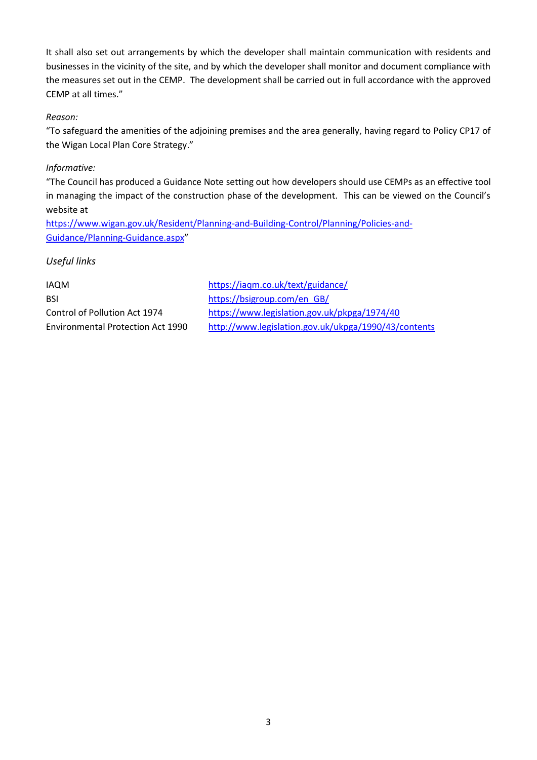It shall also set out arrangements by which the developer shall maintain communication with residents and businesses in the vicinity of the site, and by which the developer shall monitor and document compliance with the measures set out in the CEMP. The development shall be carried out in full accordance with the approved CEMP at all times."

*Reason:*
"To safeguard the amenities of the adjoining premises and the area generally, having regard to Policy CP17 of the Wigan Local Plan Core Strategy."

*Informative:*
"The Council has produced a Guidance Note setting out how developers should use CEMPs as an effective tool in managing the impact of the construction phase of the development. This can be viewed on the Council's website at
https://www.wigan.gov.uk/Resident/Planning-and-Building-Control/Planning/Policies-and-Guidance/Planning-Guidance.aspx"

*Useful links*

| | |
|---|---|
| IAQM | https://iaqm.co.uk/text/guidance/ |
| BSI | https://bsigroup.com/en_GB/ |
| Control of Pollution Act 1974 | https://www.legislation.gov.uk/pkpga/1974/40 |
| Environmental Protection Act 1990 | http://www.legislation.gov.uk/ukpga/1990/43/contents |